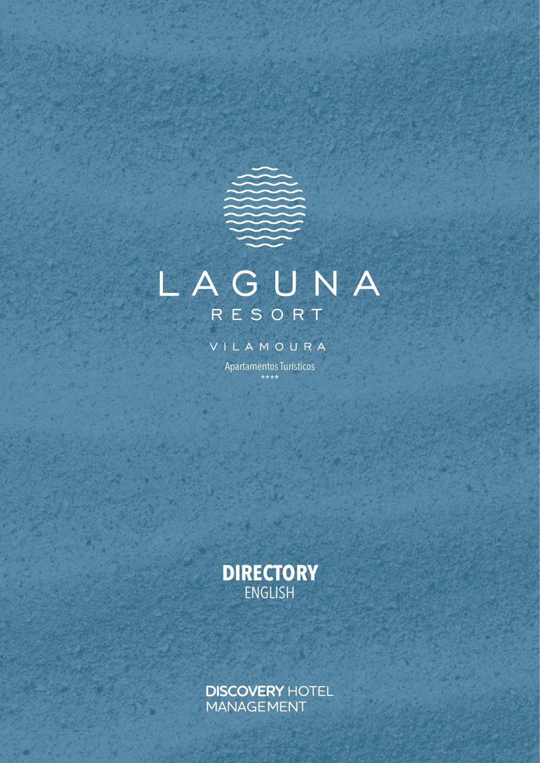# LAGUNA

## RESORT

VILAMOURA

Apartamentos Turísticos

****

**DIRECTORY**

ENGLISH

**DISCOVERY** HOTEL MANAGEMENT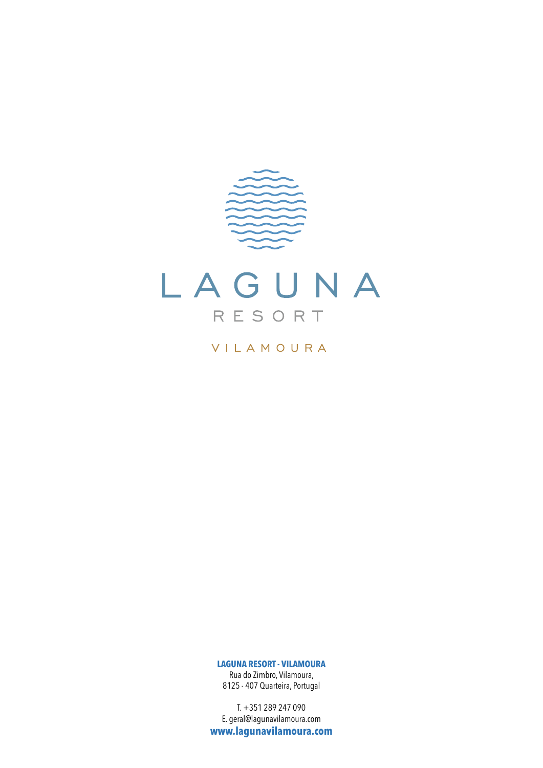# LAGUNA

## RESORT

VILAMOURA

**LAGUNA RESORT - VILAMOURA**
Rua do Zimbro, Vilamoura,
8125 - 407 Quarteira, Portugal

T. +351 289 247 090
E. geral@lagunavilamoura.com
**www.lagunavilamoura.com**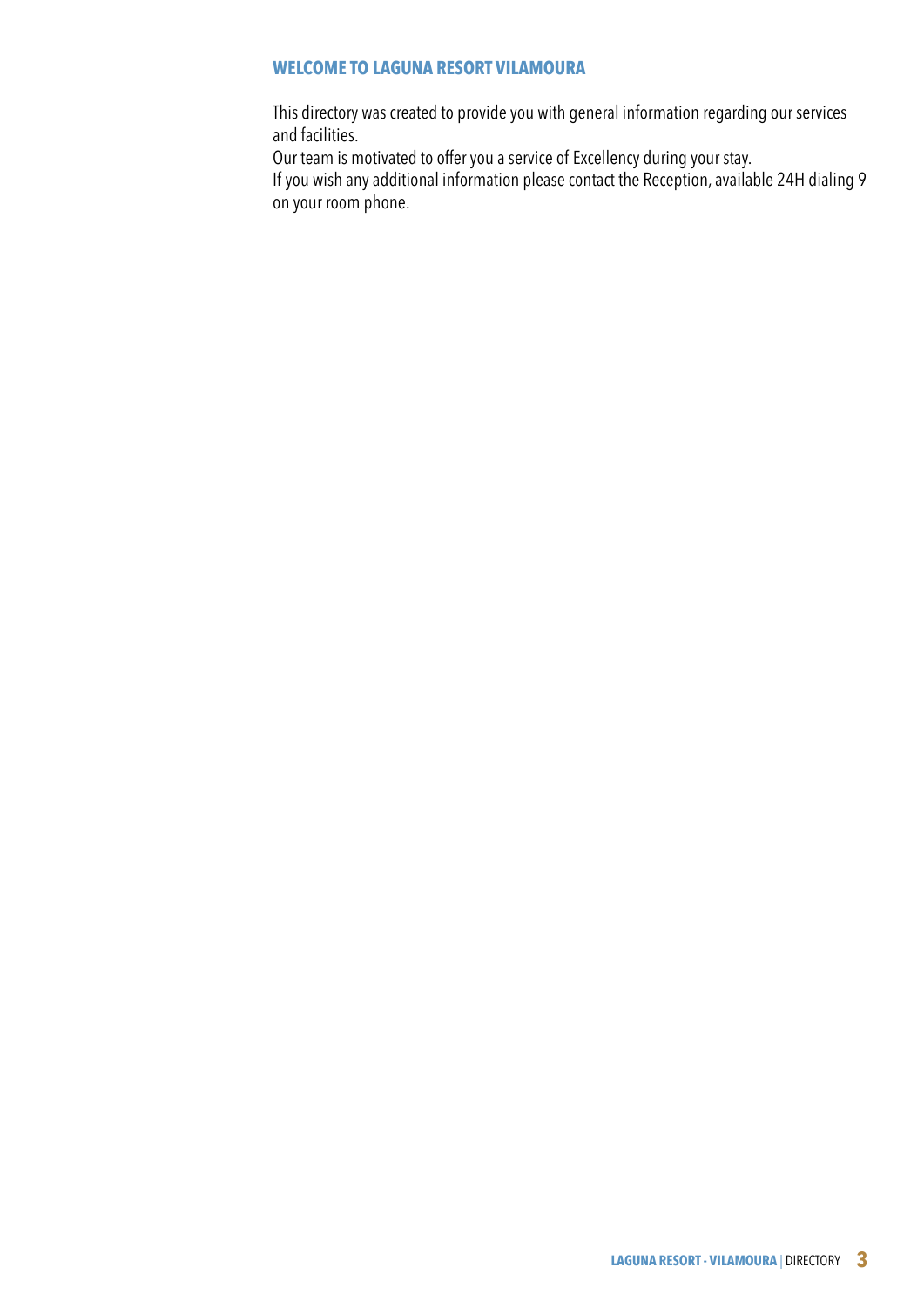## WELCOME TO LAGUNA RESORT VILAMOURA

This directory was created to provide you with general information regarding our services and facilities.
Our team is motivated to offer you a service of Excellency during your stay.
If you wish any additional information please contact the Reception, available 24H dialing 9 on your room phone.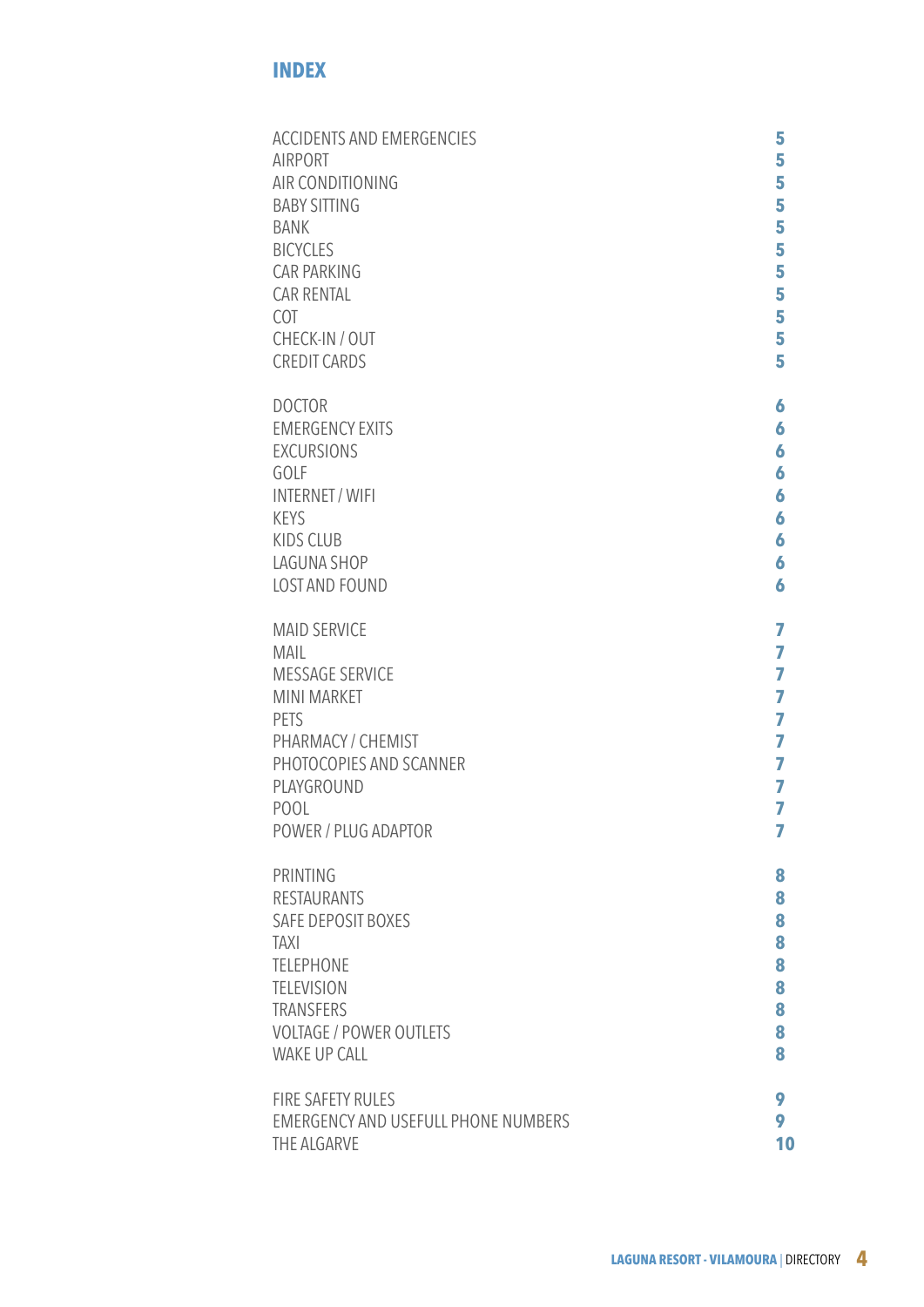# INDEX

| | |
|---|---|
| ACCIDENTS AND EMERGENCIES | **5** |
| AIRPORT | **5** |
| AIR CONDITIONING | **5** |
| BABY SITTING | **5** |
| BANK | **5** |
| BICYCLES | **5** |
| CAR PARKING | **5** |
| CAR RENTAL | **5** |
| COT | **5** |
| CHECK-IN / OUT | **5** |
| CREDIT CARDS | **5** |
| DOCTOR | **6** |
| EMERGENCY EXITS | **6** |
| EXCURSIONS | **6** |
| GOLF | **6** |
| INTERNET / WIFI | **6** |
| KEYS | **6** |
| KIDS CLUB | **6** |
| LAGUNA SHOP | **6** |
| LOST AND FOUND | **6** |
| MAID SERVICE | **7** |
| MAIL | **7** |
| MESSAGE SERVICE | **7** |
| MINI MARKET | **7** |
| PETS | **7** |
| PHARMACY / CHEMIST | **7** |
| PHOTOCOPIES AND SCANNER | **7** |
| PLAYGROUND | **7** |
| POOL | **7** |
| POWER / PLUG ADAPTOR | **7** |
| PRINTING | **8** |
| RESTAURANTS | **8** |
| SAFE DEPOSIT BOXES | **8** |
| TAXI | **8** |
| TELEPHONE | **8** |
| TELEVISION | **8** |
| TRANSFERS | **8** |
| VOLTAGE / POWER OUTLETS | **8** |
| WAKE UP CALL | **8** |
| FIRE SAFETY RULES | **9** |
| EMERGENCY AND USEFULL PHONE NUMBERS | **9** |
| THE ALGARVE | **10** |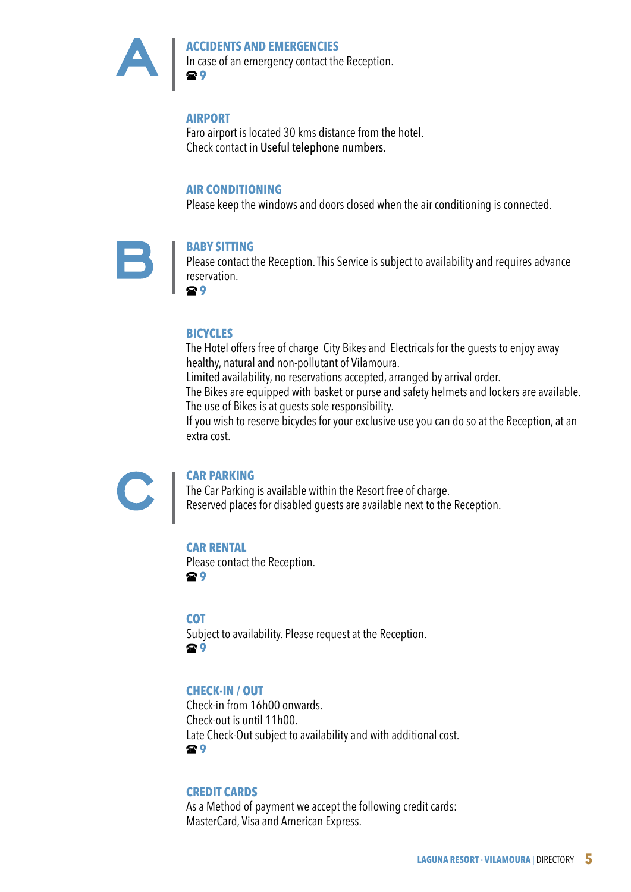# A

## ACCIDENTS AND EMERGENCIES

In case of an emergency contact the Reception.

☎ **9**

## AIRPORT

Faro airport is located 30 kms distance from the hotel.
Check contact in Useful telephone numbers.

## AIR CONDITIONING

Please keep the windows and doors closed when the air conditioning is connected.

# B

## BABY SITTING

Please contact the Reception. This Service is subject to availability and requires advance reservation.

☎ **9**

## BICYCLES

The Hotel offers free of charge City Bikes and Electricals for the guests to enjoy away healthy, natural and non-pollutant of Vilamoura.
Limited availability, no reservations accepted, arranged by arrival order.
The Bikes are equipped with basket or purse and safety helmets and lockers are available.
The use of Bikes is at guests sole responsibility.
If you wish to reserve bicycles for your exclusive use you can do so at the Reception, at an extra cost.

# C

## CAR PARKING

The Car Parking is available within the Resort free of charge.
Reserved places for disabled guests are available next to the Reception.

## CAR RENTAL

Please contact the Reception.

☎ **9**

## COT

Subject to availability. Please request at the Reception.

☎ **9**

## CHECK-IN / OUT

Check-in from 16h00 onwards.
Check-out is until 11h00.
Late Check-Out subject to availability and with additional cost.

☎ **9**

## CREDIT CARDS

As a Method of payment we accept the following credit cards:
MasterCard, Visa and American Express.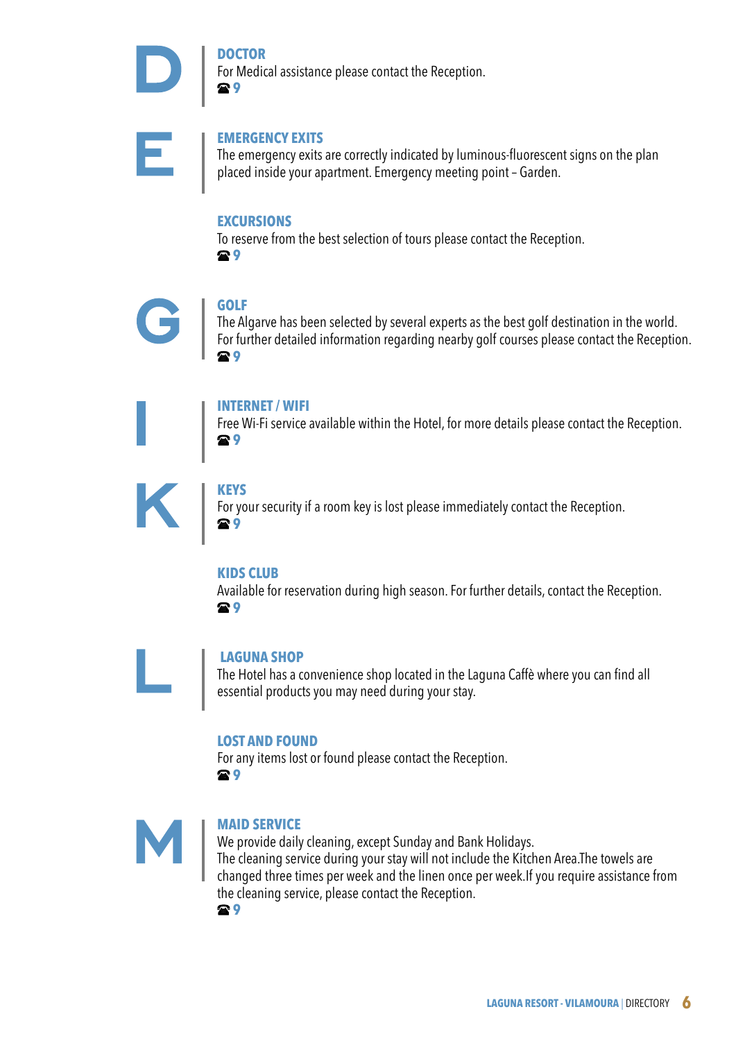# D

## DOCTOR

For Medical assistance please contact the Reception.

☎ 9

# E

## EMERGENCY EXITS

The emergency exits are correctly indicated by luminous-fluorescent signs on the plan placed inside your apartment. Emergency meeting point – Garden.

## EXCURSIONS

To reserve from the best selection of tours please contact the Reception.

☎ 9

# G

## GOLF

The Algarve has been selected by several experts as the best golf destination in the world. For further detailed information regarding nearby golf courses please contact the Reception.

☎ 9

# I

## INTERNET / WIFI

Free Wi-Fi service available within the Hotel, for more details please contact the Reception.

☎ 9

# K

## KEYS

For your security if a room key is lost please immediately contact the Reception.

☎ 9

## KIDS CLUB

Available for reservation during high season. For further details, contact the Reception.

☎ 9

# L

## LAGUNA SHOP

The Hotel has a convenience shop located in the Laguna Caffè where you can find all essential products you may need during your stay.

## LOST AND FOUND

For any items lost or found please contact the Reception.

☎ 9

# M

## MAID SERVICE

We provide daily cleaning, except Sunday and Bank Holidays.
The cleaning service during your stay will not include the Kitchen Area.The towels are changed three times per week and the linen once per week.If you require assistance from the cleaning service, please contact the Reception.

☎ 9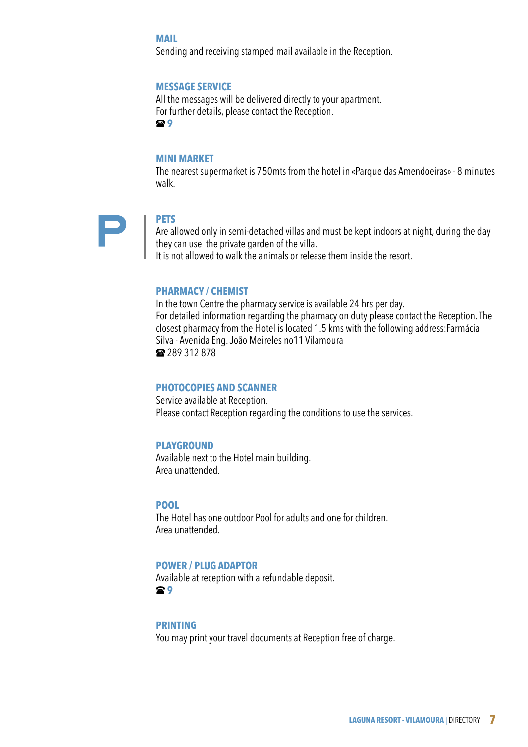## MAIL

Sending and receiving stamped mail available in the Reception.

## MESSAGE SERVICE

All the messages will be delivered directly to your apartment.
For further details, please contact the Reception.
☎ 9

## MINI MARKET

The nearest supermarket is 750mts from the hotel in «Parque das Amendoeiras» - 8 minutes walk.

# P

## PETS

Are allowed only in semi-detached villas and must be kept indoors at night, during the day they can use the private garden of the villa.
It is not allowed to walk the animals or release them inside the resort.

## PHARMACY / CHEMIST

In the town Centre the pharmacy service is available 24 hrs per day.
For detailed information regarding the pharmacy on duty please contact the Reception. The closest pharmacy from the Hotel is located 1.5 kms with the following address:Farmácia Silva - Avenida Eng. João Meireles no11 Vilamoura
☎ 289 312 878

## PHOTOCOPIES AND SCANNER

Service available at Reception.
Please contact Reception regarding the conditions to use the services.

## PLAYGROUND

Available next to the Hotel main building.
Area unattended.

## POOL

The Hotel has one outdoor Pool for adults and one for children.
Area unattended.

## POWER / PLUG ADAPTOR

Available at reception with a refundable deposit.
☎ 9

## PRINTING

You may print your travel documents at Reception free of charge.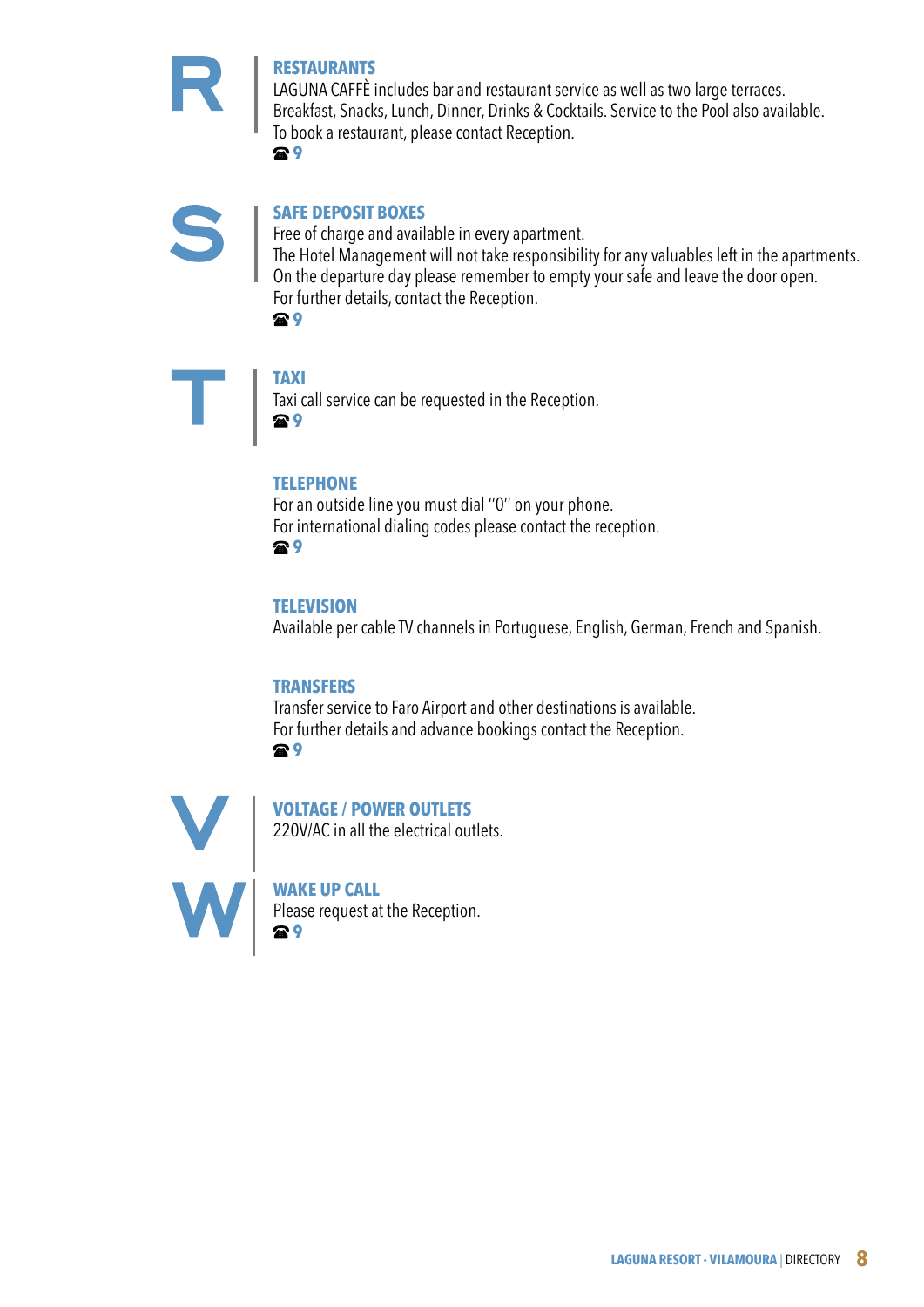# R

## RESTAURANTS

LAGUNA CAFFÈ includes bar and restaurant service as well as two large terraces.
Breakfast, Snacks, Lunch, Dinner, Drinks & Cocktails. Service to the Pool also available.
To book a restaurant, please contact Reception.

☎ **9**

# S

## SAFE DEPOSIT BOXES

Free of charge and available in every apartment.
The Hotel Management will not take responsibility for any valuables left in the apartments.
On the departure day please remember to empty your safe and leave the door open.
For further details, contact the Reception.

☎ **9**

# T

## TAXI

Taxi call service can be requested in the Reception.

☎ **9**

## TELEPHONE

For an outside line you must dial "0" on your phone.
For international dialing codes please contact the reception.

☎ **9**

## TELEVISION

Available per cable TV channels in Portuguese, English, German, French and Spanish.

## TRANSFERS

Transfer service to Faro Airport and other destinations is available.
For further details and advance bookings contact the Reception.

☎ **9**

# V

## VOLTAGE / POWER OUTLETS

220V/AC in all the electrical outlets.

# W

## WAKE UP CALL

Please request at the Reception.

☎ **9**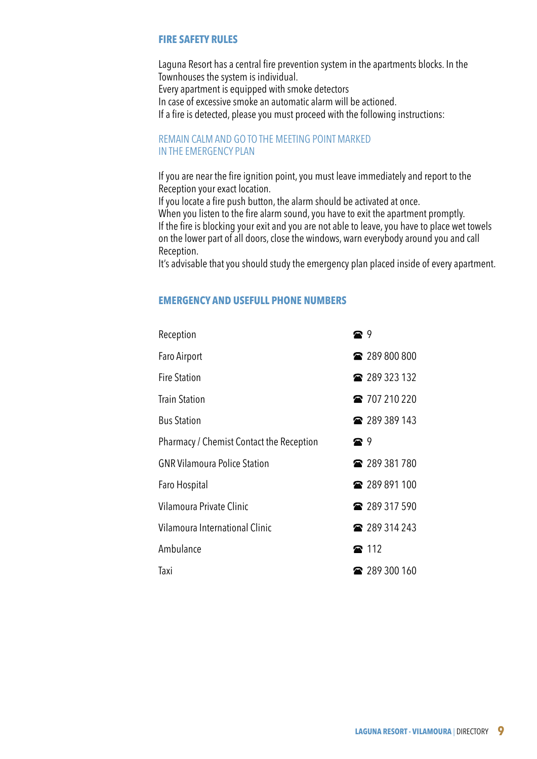## FIRE SAFETY RULES

Laguna Resort has a central fire prevention system in the apartments blocks. In the Townhouses the system is individual.
Every apartment is equipped with smoke detectors
In case of excessive smoke an automatic alarm will be actioned.
If a fire is detected, please you must proceed with the following instructions:

### REMAIN CALM AND GO TO THE MEETING POINT MARKED IN THE EMERGENCY PLAN

If you are near the fire ignition point, you must leave immediately and report to the Reception your exact location.
If you locate a fire push button, the alarm should be activated at once.
When you listen to the fire alarm sound, you have to exit the apartment promptly.
If the fire is blocking your exit and you are not able to leave, you have to place wet towels on the lower part of all doors, close the windows, warn everybody around you and call Reception.
It's advisable that you should study the emergency plan placed inside of every apartment.

## EMERGENCY AND USEFULL PHONE NUMBERS

| | |
|---|---|
| Reception | ☎ 9 |
| Faro Airport | ☎ 289 800 800 |
| Fire Station | ☎ 289 323 132 |
| Train Station | ☎ 707 210 220 |
| Bus Station | ☎ 289 389 143 |
| Pharmacy / Chemist Contact the Reception | ☎ 9 |
| GNR Vilamoura Police Station | ☎ 289 381 780 |
| Faro Hospital | ☎ 289 891 100 |
| Vilamoura Private Clinic | ☎ 289 317 590 |
| Vilamoura International Clinic | ☎ 289 314 243 |
| Ambulance | ☎ 112 |
| Taxi | ☎ 289 300 160 |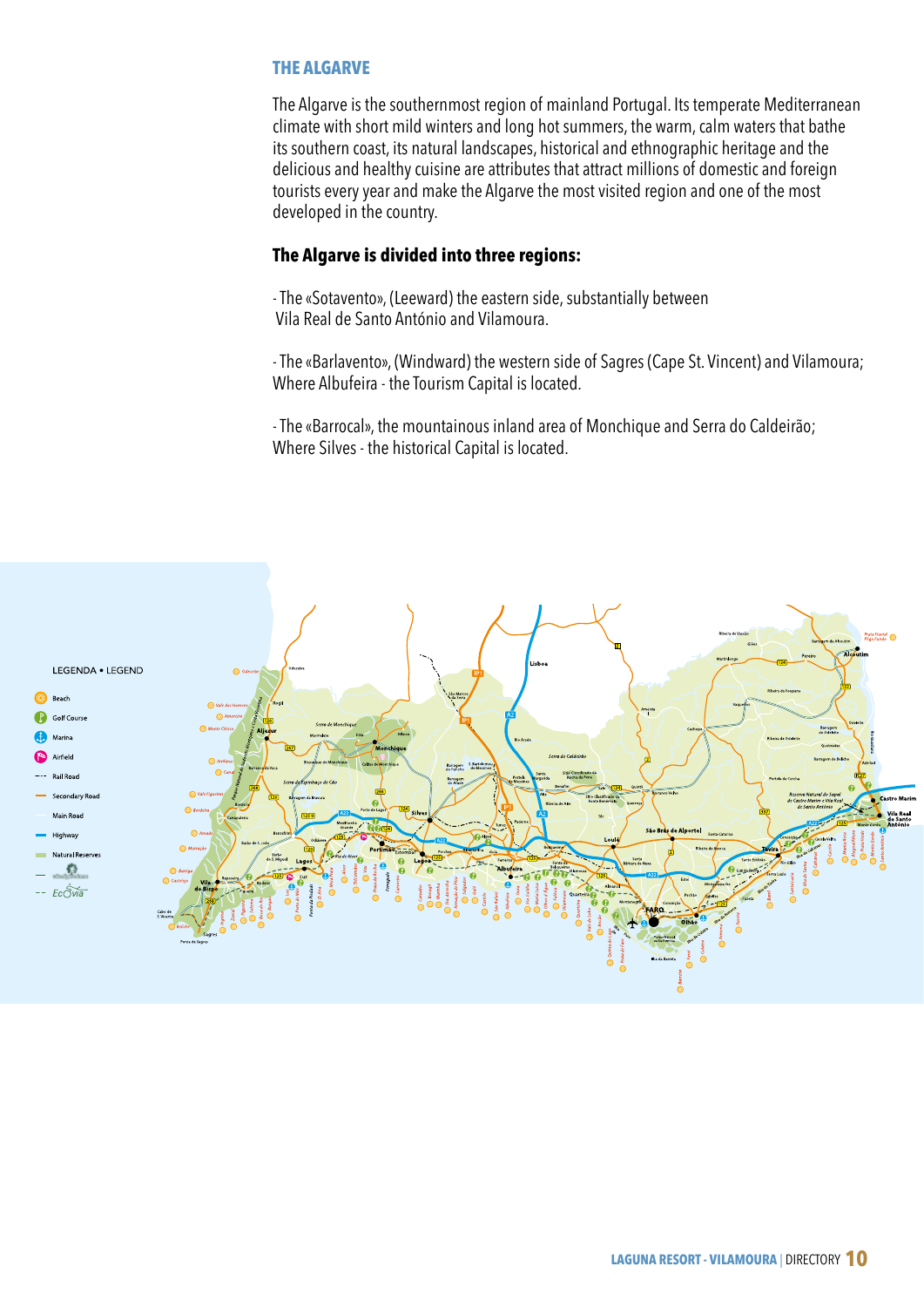## THE ALGARVE

The Algarve is the southernmost region of mainland Portugal. Its temperate Mediterranean climate with short mild winters and long hot summers, the warm, calm waters that bathe its southern coast, its natural landscapes, historical and ethnographic heritage and the delicious and healthy cuisine are attributes that attract millions of domestic and foreign tourists every year and make the Algarve the most visited region and one of the most developed in the country.

### The Algarve is divided into three regions:

- The «Sotavento», (Leeward) the eastern side, substantially between Vila Real de Santo António and Vilamoura.

- The «Barlavento», (Windward) the western side of Sagres (Cape St. Vincent) and Vilamoura; Where Albufeira - the Tourism Capital is located.

- The «Barrocal», the mountainous inland area of Monchique and Serra do Caldeirão; Where Silves - the historical Capital is located.

LEGENDA • LEGEND

Beach
Golf Course
Marina
Airfield
Rail Road
Secondary Road
Main Road
Highway
Natural Reserves
EcoVia